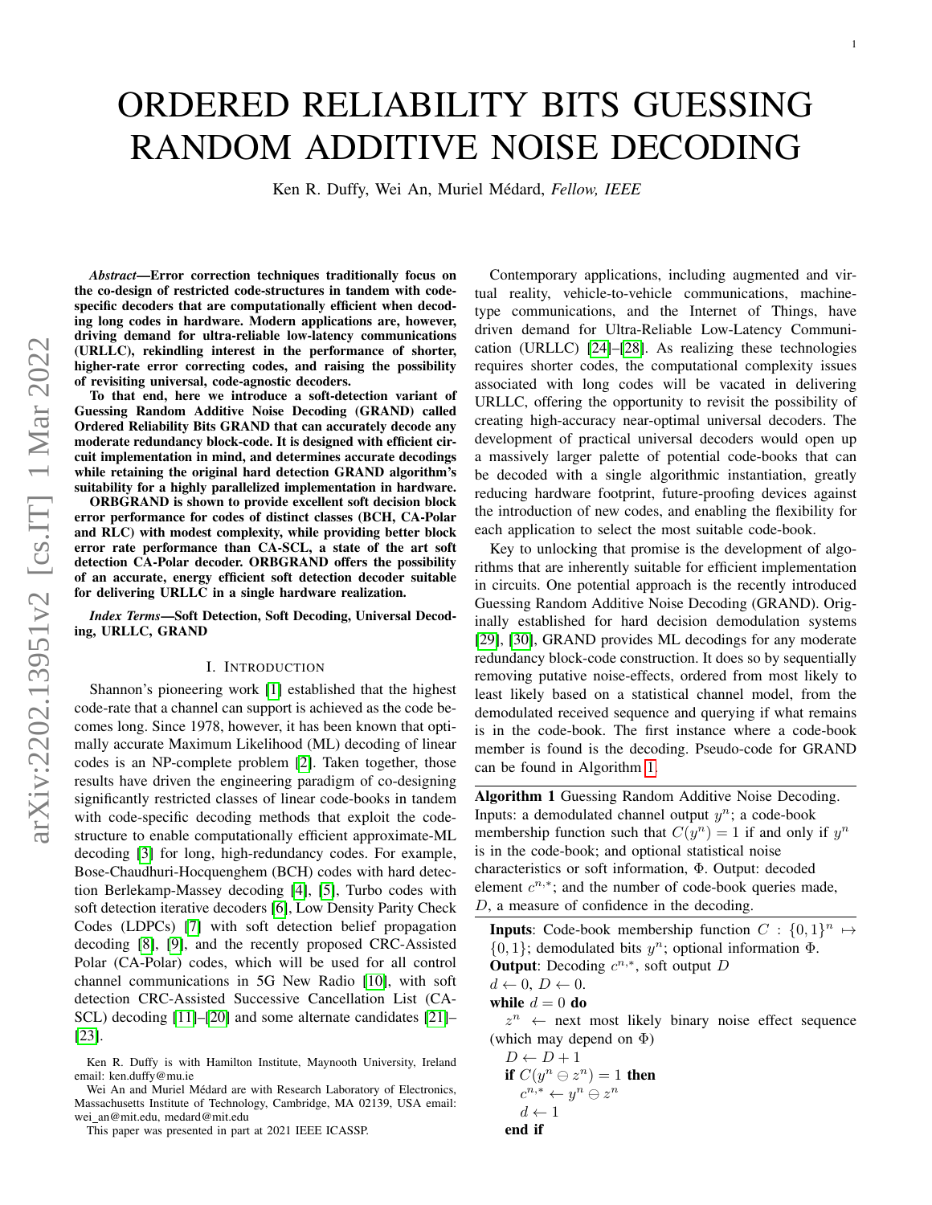# ORDERED RELIABILITY BITS GUESSING RANDOM ADDITIVE NOISE DECODING

Ken R. Duffy, Wei An, Muriel Médard, *Fellow, IEEE*

***Abstract*—Error correction techniques traditionally focus on the co-design of restricted code-structures in tandem with code-specific decoders that are computationally efficient when decoding long codes in hardware. Modern applications are, however, driving demand for ultra-reliable low-latency communications (URLLC), rekindling interest in the performance of shorter, higher-rate error correcting codes, and raising the possibility of revisiting universal, code-agnostic decoders.**

**To that end, here we introduce a soft-detection variant of Guessing Random Additive Noise Decoding (GRAND) called Ordered Reliability Bits GRAND that can accurately decode any moderate redundancy block-code. It is designed with efficient circuit implementation in mind, and determines accurate decodings while retaining the original hard detection GRAND algorithm's suitability for a highly parallelized implementation in hardware.**

**ORBGRAND is shown to provide excellent soft decision block error performance for codes of distinct classes (BCH, CA-Polar and RLC) with modest complexity, while providing better block error rate performance than CA-SCL, a state of the art soft detection CA-Polar decoder. ORBGRAND offers the possibility of an accurate, energy efficient soft detection decoder suitable for delivering URLLC in a single hardware realization.**

***Index Terms*—Soft Detection, Soft Decoding, Universal Decoding, URLLC, GRAND**

## I. Introduction

Shannon's pioneering work [1] established that the highest code-rate that a channel can support is achieved as the code becomes long. Since 1978, however, it has been known that optimally accurate Maximum Likelihood (ML) decoding of linear codes is an NP-complete problem [2]. Taken together, those results have driven the engineering paradigm of co-designing significantly restricted classes of linear code-books in tandem with code-specific decoding methods that exploit the code-structure to enable computationally efficient approximate-ML decoding [3] for long, high-redundancy codes. For example, Bose-Chaudhuri-Hocquenghem (BCH) codes with hard detection Berlekamp-Massey decoding [4], [5], Turbo codes with soft detection iterative decoders [6], Low Density Parity Check Codes (LDPCs) [7] with soft detection belief propagation decoding [8], [9], and the recently proposed CRC-Assisted Polar (CA-Polar) codes, which will be used for all control channel communications in 5G New Radio [10], with soft detection CRC-Assisted Successive Cancellation List (CA-SCL) decoding [11]–[20] and some alternate candidates [21]–[23].

Contemporary applications, including augmented and virtual reality, vehicle-to-vehicle communications, machine-type communications, and the Internet of Things, have driven demand for Ultra-Reliable Low-Latency Communication (URLLC) [24]–[28]. As realizing these technologies requires shorter codes, the computational complexity issues associated with long codes will be vacated in delivering URLLC, offering the opportunity to revisit the possibility of creating high-accuracy near-optimal universal decoders. The development of practical universal decoders would open up a massively larger palette of potential code-books that can be decoded with a single algorithmic instantiation, greatly reducing hardware footprint, future-proofing devices against the introduction of new codes, and enabling the flexibility for each application to select the most suitable code-book.

Key to unlocking that promise is the development of algorithms that are inherently suitable for efficient implementation in circuits. One potential approach is the recently introduced Guessing Random Additive Noise Decoding (GRAND). Originally established for hard decision demodulation systems [29], [30], GRAND provides ML decodings for any moderate redundancy block-code construction. It does so by sequentially removing putative noise-effects, ordered from most likely to least likely based on a statistical channel model, from the demodulated received sequence and querying if what remains is in the code-book. The first instance where a code-book member is found is the decoding. Pseudo-code for GRAND can be found in Algorithm 1.

**Algorithm 1** Guessing Random Additive Noise Decoding. Inputs: a demodulated channel output $y^n$; a code-book membership function such that $C(y^n) = 1$ if and only if $y^n$ is in the code-book; and optional statistical noise characteristics or soft information, $\Phi$. Output: decoded element $c^{n,*}$; and the number of code-book queries made, $D$, a measure of confidence in the decoding.

**Inputs**: Code-book membership function $C : \{0,1\}^n \mapsto \{0,1\}$; demodulated bits $y^n$; optional information $\Phi$.
**Output**: Decoding $c^{n,*}$, soft output $D$
$d \leftarrow 0$, $D \leftarrow 0$.
**while** $d = 0$ **do**
  $z^n \leftarrow$ next most likely binary noise effect sequence (which may depend on $\Phi$)
  $D \leftarrow D + 1$
  **if** $C(y^n \ominus z^n) = 1$ **then**
    $c^{n,*} \leftarrow y^n \ominus z^n$
    $d \leftarrow 1$
  **end if**

Ken R. Duffy is with Hamilton Institute, Maynooth University, Ireland email: ken.duffy@mu.ie

Wei An and Muriel Médard are with Research Laboratory of Electronics, Massachusetts Institute of Technology, Cambridge, MA 02139, USA email: wei_an@mit.edu, medard@mit.edu

This paper was presented in part at 2021 IEEE ICASSP.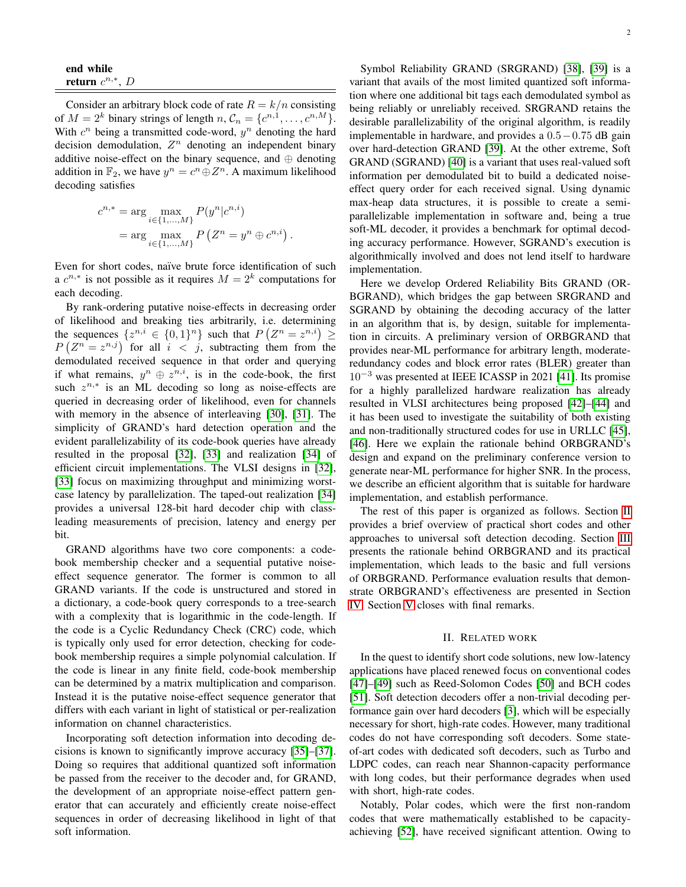**end while**
**return** $c^{n,*}$, $D$

Consider an arbitrary block code of rate $R = k/n$ consisting of $M = 2^k$ binary strings of length $n$, $\mathcal{C}_n = \{c^{n,1}, \ldots, c^{n,M}\}$. With $c^n$ being a transmitted code-word, $y^n$ denoting the hard decision demodulation, $Z^n$ denoting an independent binary additive noise-effect on the binary sequence, and $\oplus$ denoting addition in $\mathbb{F}_2$, we have $y^n = c^n \oplus Z^n$. A maximum likelihood decoding satisfies

$$
\begin{aligned}
c^{n,*} &= \arg \max_{i \in \{1,\ldots,M\}} P(y^n | c^{n,i}) \\
&= \arg \max_{i \in \{1,\ldots,M\}} P\left(Z^n = y^n \oplus c^{n,i}\right).
\end{aligned}
$$

Even for short codes, naïve brute force identification of such a $c^{n,*}$ is not possible as it requires $M = 2^k$ computations for each decoding.

By rank-ordering putative noise-effects in decreasing order of likelihood and breaking ties arbitrarily, i.e. determining the sequences $\{z^{n,i} \in \{0,1\}^n\}$ such that $P\left(Z^n = z^{n,i}\right) \geq P\left(Z^n = z^{n,j}\right)$ for all $i < j$, subtracting them from the demodulated received sequence in that order and querying if what remains, $y^n \oplus z^{n,i}$, is in the code-book, the first such $z^{n,*}$ is an ML decoding so long as noise-effects are queried in decreasing order of likelihood, even for channels with memory in the absence of interleaving [30], [31]. The simplicity of GRAND's hard detection operation and the evident parallelizability of its code-book queries have already resulted in the proposal [32], [33] and realization [34] of efficient circuit implementations. The VLSI designs in [32], [33] focus on maximizing throughput and minimizing worst-case latency by parallelization. The taped-out realization [34] provides a universal 128-bit hard decoder chip with class-leading measurements of precision, latency and energy per bit.

GRAND algorithms have two core components: a code-book membership checker and a sequential putative noise-effect sequence generator. The former is common to all GRAND variants. If the code is unstructured and stored in a dictionary, a code-book query corresponds to a tree-search with a complexity that is logarithmic in the code-length. If the code is a Cyclic Redundancy Check (CRC) code, which is typically only used for error detection, checking for code-book membership requires a simple polynomial calculation. If the code is linear in any finite field, code-book membership can be determined by a matrix multiplication and comparison. Instead it is the putative noise-effect sequence generator that differs with each variant in light of statistical or per-realization information on channel characteristics.

Incorporating soft detection information into decoding decisions is known to significantly improve accuracy [35]–[37]. Doing so requires that additional quantized soft information be passed from the receiver to the decoder and, for GRAND, the development of an appropriate noise-effect pattern generator that can accurately and efficiently create noise-effect sequences in order of decreasing likelihood in light of that soft information.

Symbol Reliability GRAND (SRGRAND) [38], [39] is a variant that avails of the most limited quantized soft information where one additional bit tags each demodulated symbol as being reliably or unreliably received. SRGRAND retains the desirable parallelizability of the original algorithm, is readily implementable in hardware, and provides a $0.5-0.75$ dB gain over hard-detection GRAND [39]. At the other extreme, Soft GRAND (SGRAND) [40] is a variant that uses real-valued soft information per demodulated bit to build a dedicated noise-effect query order for each received signal. Using dynamic max-heap data structures, it is possible to create a semi-parallelizable implementation in software and, being a true soft-ML decoder, it provides a benchmark for optimal decoding accuracy performance. However, SGRAND's execution is algorithmically involved and does not lend itself to hardware implementation.

Here we develop Ordered Reliability Bits GRAND (ORBGRAND), which bridges the gap between SRGRAND and SGRAND by obtaining the decoding accuracy of the latter in an algorithm that is, by design, suitable for implementation in circuits. A preliminary version of ORBGRAND that provides near-ML performance for arbitrary length, moderate-redundancy codes and block error rates (BLER) greater than $10^{-3}$ was presented at IEEE ICASSP in 2021 [41]. Its promise for a highly parallelized hardware realization has already resulted in VLSI architectures being proposed [42]–[44] and it has been used to investigate the suitability of both existing and non-traditionally structured codes for use in URLLC [45], [46]. Here we explain the rationale behind ORBGRAND's design and expand on the preliminary conference version to generate near-ML performance for higher SNR. In the process, we describe an efficient algorithm that is suitable for hardware implementation, and establish performance.

The rest of this paper is organized as follows. Section II provides a brief overview of practical short codes and other approaches to universal soft detection decoding. Section III presents the rationale behind ORBGRAND and its practical implementation, which leads to the basic and full versions of ORBGRAND. Performance evaluation results that demonstrate ORBGRAND's effectiveness are presented in Section IV. Section V closes with final remarks.

## II. Related work

In the quest to identify short code solutions, new low-latency applications have placed renewed focus on conventional codes [47]–[49] such as Reed-Solomon Codes [50] and BCH codes [51]. Soft detection decoders offer a non-trivial decoding performance gain over hard decoders [3], which will be especially necessary for short, high-rate codes. However, many traditional codes do not have corresponding soft decoders. Some state-of-art codes with dedicated soft decoders, such as Turbo and LDPC codes, can reach near Shannon-capacity performance with long codes, but their performance degrades when used with short, high-rate codes.

Notably, Polar codes, which were the first non-random codes that were mathematically established to be capacity-achieving [52], have received significant attention. Owing to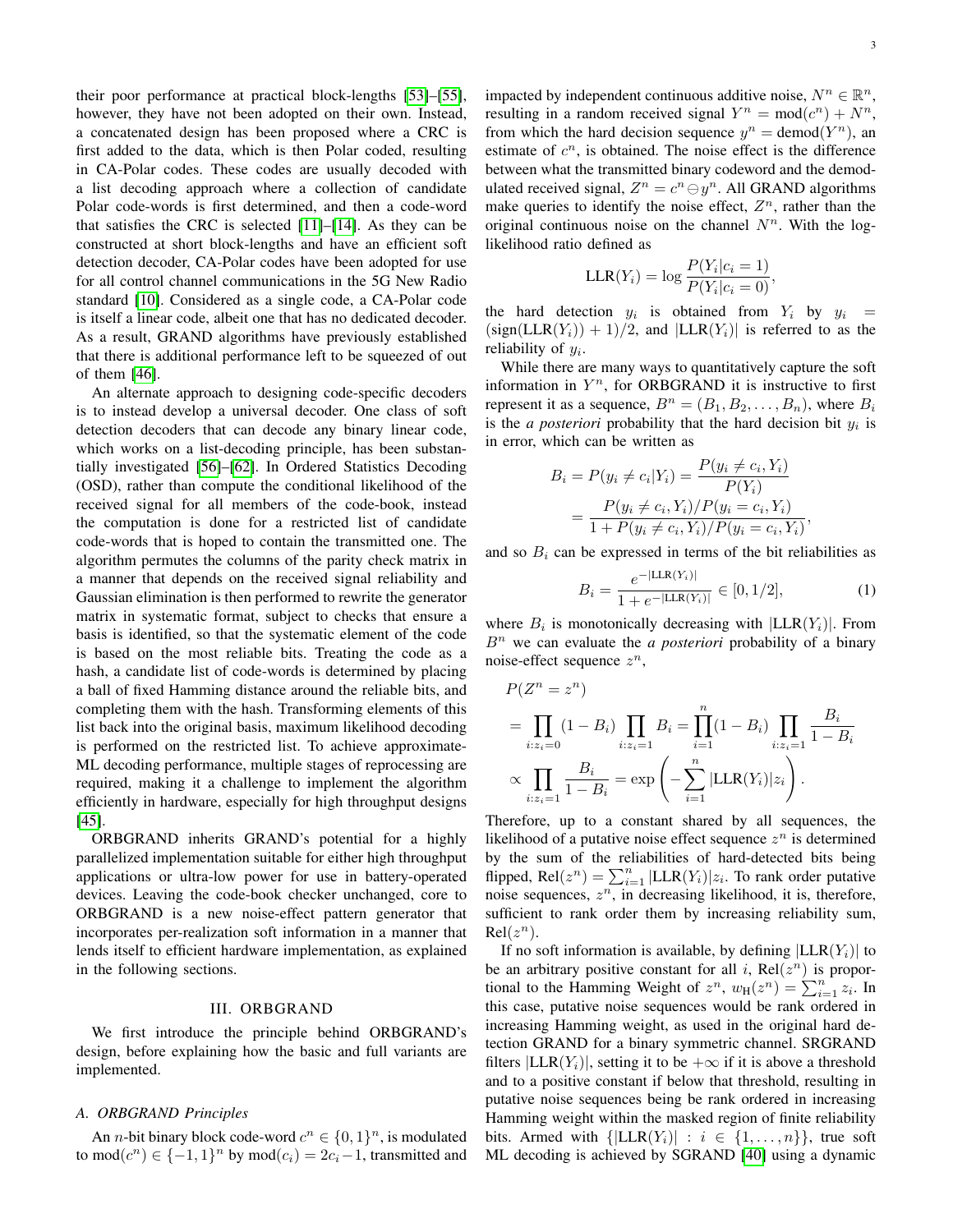their poor performance at practical block-lengths [53]–[55], however, they have not been adopted on their own. Instead, a concatenated design has been proposed where a CRC is first added to the data, which is then Polar coded, resulting in CA-Polar codes. These codes are usually decoded with a list decoding approach where a collection of candidate Polar code-words is first determined, and then a code-word that satisfies the CRC is selected [11]–[14]. As they can be constructed at short block-lengths and have an efficient soft detection decoder, CA-Polar codes have been adopted for use for all control channel communications in the 5G New Radio standard [10]. Considered as a single code, a CA-Polar code is itself a linear code, albeit one that has no dedicated decoder. As a result, GRAND algorithms have previously established that there is additional performance left to be squeezed of out of them [46].

An alternate approach to designing code-specific decoders is to instead develop a universal decoder. One class of soft detection decoders that can decode any binary linear code, which works on a list-decoding principle, has been substantially investigated [56]–[62]. In Ordered Statistics Decoding (OSD), rather than compute the conditional likelihood of the received signal for all members of the code-book, instead the computation is done for a restricted list of candidate code-words that is hoped to contain the transmitted one. The algorithm permutes the columns of the parity check matrix in a manner that depends on the received signal reliability and Gaussian elimination is then performed to rewrite the generator matrix in systematic format, subject to checks that ensure a basis is identified, so that the systematic element of the code is based on the most reliable bits. Treating the code as a hash, a candidate list of code-words is determined by placing a ball of fixed Hamming distance around the reliable bits, and completing them with the hash. Transforming elements of this list back into the original basis, maximum likelihood decoding is performed on the restricted list. To achieve approximate-ML decoding performance, multiple stages of reprocessing are required, making it a challenge to implement the algorithm efficiently in hardware, especially for high throughput designs [45].

ORBGRAND inherits GRAND's potential for a highly parallelized implementation suitable for either high throughput applications or ultra-low power for use in battery-operated devices. Leaving the code-book checker unchanged, core to ORBGRAND is a new noise-effect pattern generator that incorporates per-realization soft information in a manner that lends itself to efficient hardware implementation, as explained in the following sections.

## III. ORBGRAND

We first introduce the principle behind ORBGRAND's design, before explaining how the basic and full variants are implemented.

### A. ORBGRAND Principles

An $n$-bit binary block code-word $c^n \in \{0,1\}^n$, is modulated to $\text{mod}(c^n) \in \{-1,1\}^n$ by $\text{mod}(c_i) = 2c_i - 1$, transmitted and impacted by independent continuous additive noise, $N^n \in \mathbb{R}^n$, resulting in a random received signal $Y^n = \text{mod}(c^n) + N^n$, from which the hard decision sequence $y^n = \text{demod}(Y^n)$, an estimate of $c^n$, is obtained. The noise effect is the difference between what the transmitted binary codeword and the demodulated received signal, $Z^n = c^n \ominus y^n$. All GRAND algorithms make queries to identify the noise effect, $Z^n$, rather than the original continuous noise on the channel $N^n$. With the log-likelihood ratio defined as

$$\text{LLR}(Y_i) = \log \frac{P(Y_i|c_i = 1)}{P(Y_i|c_i = 0)},$$

the hard detection $y_i$ is obtained from $Y_i$ by $y_i = (\text{sign}(\text{LLR}(Y_i)) + 1)/2$, and $|\text{LLR}(Y_i)|$ is referred to as the reliability of $y_i$.

While there are many ways to quantitatively capture the soft information in $Y^n$, for ORBGRAND it is instructive to first represent it as a sequence, $B^n = (B_1, B_2, \ldots, B_n)$, where $B_i$ is the *a posteriori* probability that the hard decision bit $y_i$ is in error, which can be written as

$$\begin{aligned} B_i = P(y_i \neq c_i|Y_i) &= \frac{P(y_i \neq c_i, Y_i)}{P(Y_i)} \\ &= \frac{P(y_i \neq c_i, Y_i)/P(y_i = c_i, Y_i)}{1 + P(y_i \neq c_i, Y_i)/P(y_i = c_i, Y_i)}, \end{aligned}$$

and so $B_i$ can be expressed in terms of the bit reliabilities as

$$B_i = \frac{e^{-|\text{LLR}(Y_i)|}}{1 + e^{-|\text{LLR}(Y_i)|}} \in [0, 1/2], \tag{1}$$

where $B_i$ is monotonically decreasing with $|\text{LLR}(Y_i)|$. From $B^n$ we can evaluate the *a posteriori* probability of a binary noise-effect sequence $z^n$,

$$\begin{aligned} &P(Z^n = z^n) \\ &= \prod_{i:z_i=0} (1 - B_i) \prod_{i:z_i=1} B_i = \prod_{i=1}^{n} (1 - B_i) \prod_{i:z_i=1} \frac{B_i}{1 - B_i} \\ &\propto \prod_{i:z_i=1} \frac{B_i}{1 - B_i} = \exp\left(-\sum_{i=1}^{n} |\text{LLR}(Y_i)| z_i\right). \end{aligned}$$

Therefore, up to a constant shared by all sequences, the likelihood of a putative noise effect sequence $z^n$ is determined by the sum of the reliabilities of hard-detected bits being flipped, $\text{Rel}(z^n) = \sum_{i=1}^{n} |\text{LLR}(Y_i)| z_i$. To rank order putative noise sequences, $z^n$, in decreasing likelihood, it is, therefore, sufficient to rank order them by increasing reliability sum, $\text{Rel}(z^n)$.

If no soft information is available, by defining $|\text{LLR}(Y_i)|$ to be an arbitrary positive constant for all $i$, $\text{Rel}(z^n)$ is proportional to the Hamming Weight of $z^n$, $w_{\text{H}}(z^n) = \sum_{i=1}^{n} z_i$. In this case, putative noise sequences would be rank ordered in increasing Hamming weight, as used in the original hard detection GRAND for a binary symmetric channel. SRGRAND filters $|\text{LLR}(Y_i)|$, setting it to be $+\infty$ if it is above a threshold and to a positive constant if below that threshold, resulting in putative noise sequences being be rank ordered in increasing Hamming weight within the masked region of finite reliability bits. Armed with $\{|\text{LLR}(Y_i)| : i \in \{1, \ldots, n\}\}$, true soft ML decoding is achieved by SGRAND [40] using a dynamic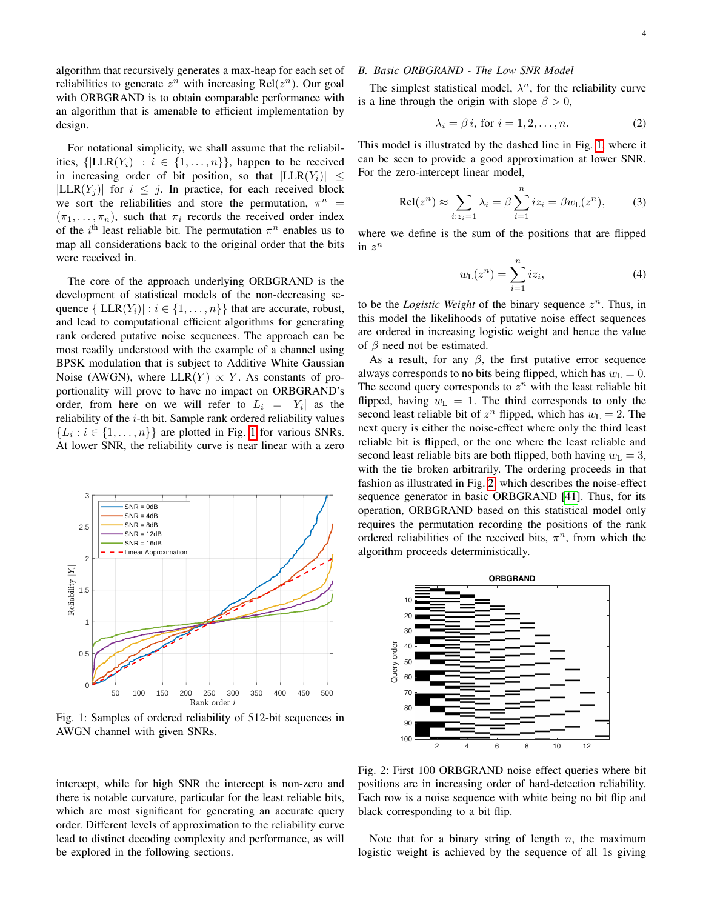algorithm that recursively generates a max-heap for each set of reliabilities to generate $z^n$ with increasing $\text{Rel}(z^n)$. Our goal with ORBGRAND is to obtain comparable performance with an algorithm that is amenable to efficient implementation by design.

For notational simplicity, we shall assume that the reliabilities, $\{|\text{LLR}(Y_i)| : i \in \{1, \ldots, n\}\}$, happen to be received in increasing order of bit position, so that $|\text{LLR}(Y_i)| \leq |\text{LLR}(Y_j)|$ for $i \leq j$. In practice, for each received block we sort the reliabilities and store the permutation, $\pi^n = (\pi_1, \ldots, \pi_n)$, such that $\pi_i$ records the received order index of the $i^{\text{th}}$ least reliable bit. The permutation $\pi^n$ enables us to map all considerations back to the original order that the bits were received in.

The core of the approach underlying ORBGRAND is the development of statistical models of the non-decreasing sequence $\{|\text{LLR}(Y_i)| : i \in \{1, \ldots, n\}\}$ that are accurate, robust, and lead to computational efficient algorithms for generating rank ordered putative noise sequences. The approach can be most readily understood with the example of a channel using BPSK modulation that is subject to Additive White Gaussian Noise (AWGN), where $\text{LLR}(Y) \propto Y$. As constants of proportionality will prove to have no impact on ORBGRAND's order, from here on we will refer to $L_i = |Y_i|$ as the reliability of the $i$-th bit. Sample rank ordered reliability values $\{L_i : i \in \{1, \ldots, n\}\}$ are plotted in Fig. 1 for various SNRs. At lower SNR, the reliability curve is near linear with a zero intercept, while for high SNR the intercept is non-zero and there is notable curvature, particular for the least reliable bits, which are most significant for generating an accurate query order. Different levels of approximation to the reliability curve lead to distinct decoding complexity and performance, as will be explored in the following sections.

Fig. 1: Samples of ordered reliability of 512-bit sequences in AWGN channel with given SNRs.

## B. Basic ORBGRAND - The Low SNR Model

The simplest statistical model, $\lambda^n$, for the reliability curve is a line through the origin with slope $\beta > 0$,

$$\lambda_i = \beta\, i, \text{ for } i = 1, 2, \ldots, n. \tag{2}$$

This model is illustrated by the dashed line in Fig. 1, where it can be seen to provide a good approximation at lower SNR. For the zero-intercept linear model,

$$\text{Rel}(z^n) \approx \sum_{i: z_i = 1} \lambda_i = \beta \sum_{i=1}^{n} i z_i = \beta w_{\text{L}}(z^n), \tag{3}$$

where we define is the sum of the positions that are flipped in $z^n$

$$w_{\text{L}}(z^n) = \sum_{i=1}^{n} i z_i, \tag{4}$$

to be the *Logistic Weight* of the binary sequence $z^n$. Thus, in this model the likelihoods of putative noise effect sequences are ordered in increasing logistic weight and hence the value of $\beta$ need not be estimated.

As a result, for any $\beta$, the first putative error sequence always corresponds to no bits being flipped, which has $w_{\text{L}} = 0$. The second query corresponds to $z^n$ with the least reliable bit flipped, having $w_{\text{L}} = 1$. The third corresponds to only the second least reliable bit of $z^n$ flipped, which has $w_{\text{L}} = 2$. The next query is either the noise-effect where only the third least reliable bit is flipped, or the one where the least reliable and second least reliable bits are both flipped, both having $w_{\text{L}} = 3$, with the tie broken arbitrarily. The ordering proceeds in that fashion as illustrated in Fig. 2, which describes the noise-effect sequence generator in basic ORBGRAND [41]. Thus, for its operation, ORBGRAND based on this statistical model only requires the permutation recording the positions of the rank ordered reliabilities of the received bits, $\pi^n$, from which the algorithm proceeds deterministically.

Fig. 2: First 100 ORBGRAND noise effect queries where bit positions are in increasing order of hard-detection reliability. Each row is a noise sequence with white being no bit flip and black corresponding to a bit flip.

Note that for a binary string of length $n$, the maximum logistic weight is achieved by the sequence of all 1s giving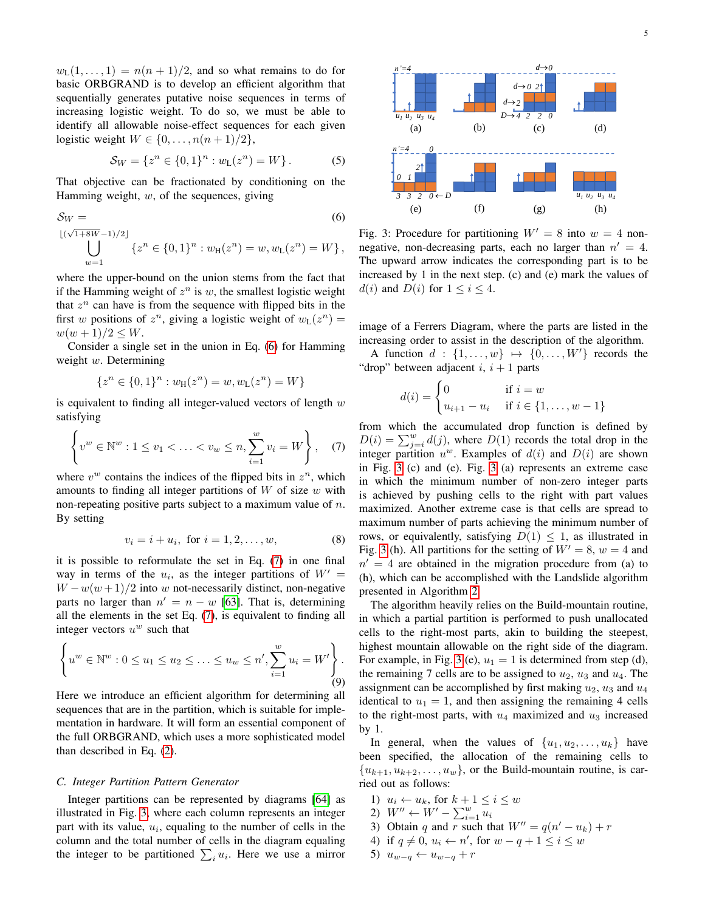$w_L(1,\ldots,1) = n(n+1)/2$, and so what remains to do for basic ORBGRAND is to develop an efficient algorithm that sequentially generates putative noise sequences in terms of increasing logistic weight. To do so, we must be able to identify all allowable noise-effect sequences for each given logistic weight $W \in \{0,\ldots,n(n+1)/2\}$,

$$\mathcal{S}_W = \{z^n \in \{0,1\}^n : w_L(z^n) = W\}. \quad (5)$$

That objective can be fractionated by conditioning on the Hamming weight, $w$, of the sequences, giving

$$\mathcal{S}_W = \bigcup_{w=1}^{\lfloor(\sqrt{1+8W}-1)/2\rfloor} \{z^n \in \{0,1\}^n : w_H(z^n) = w, w_L(z^n) = W\}, \quad (6)$$

where the upper-bound on the union stems from the fact that if the Hamming weight of $z^n$ is $w$, the smallest logistic weight that $z^n$ can have is from the sequence with flipped bits in the first $w$ positions of $z^n$, giving a logistic weight of $w_L(z^n) = w(w+1)/2 \le W$.

Consider a single set in the union in Eq. (6) for Hamming weight $w$. Determining

$$\{z^n \in \{0,1\}^n : w_H(z^n) = w, w_L(z^n) = W\}$$

is equivalent to finding all integer-valued vectors of length $w$ satisfying

$$\left\{ v^w \in \mathbb{N}^w : 1 \le v_1 < \ldots < v_w \le n, \sum_{i=1}^{w} v_i = W \right\}, \quad (7)$$

where $v^w$ contains the indices of the flipped bits in $z^n$, which amounts to finding all integer partitions of $W$ of size $w$ with non-repeating positive parts subject to a maximum value of $n$. By setting

$$v_i = i + u_i, \text{ for } i = 1, 2, \ldots, w, \quad (8)$$

it is possible to reformulate the set in Eq. (7) in one final way in terms of the $u_i$, as the integer partitions of $W' = W - w(w+1)/2$ into $w$ not-necessarily distinct, non-negative parts no larger than $n' = n - w$ [63]. That is, determining all the elements in the set Eq. (7), is equivalent to finding all integer vectors $u^w$ such that

$$\left\{ u^w \in \mathbb{N}^w : 0 \le u_1 \le u_2 \le \ldots \le u_w \le n', \sum_{i=1}^{w} u_i = W' \right\}. \quad (9)$$

Here we introduce an efficient algorithm for determining all sequences that are in the partition, which is suitable for implementation in hardware. It will form an essential component of the full ORBGRAND, which uses a more sophisticated model than described in Eq. (2).

### C. Integer Partition Pattern Generator

Integer partitions can be represented by diagrams [64] as illustrated in Fig. 3, where each column represents an integer part with its value, $u_i$, equaling to the number of cells in the column and the total number of cells in the diagram equaling the integer to be partitioned $\sum_i u_i$. Here we use a mirror

Fig. 3: Procedure for partitioning $W' = 8$ into $w = 4$ non-negative, non-decreasing parts, each no larger than $n' = 4$. The upward arrow indicates the corresponding part is to be increased by 1 in the next step. (c) and (e) mark the values of $d(i)$ and $D(i)$ for $1 \le i \le 4$.

image of a Ferrers Diagram, where the parts are listed in the increasing order to assist in the description of the algorithm.

A function $d : \{1,\ldots,w\} \mapsto \{0,\ldots,W'\}$ records the "drop" between adjacent $i, i+1$ parts

$$d(i) = \begin{cases} 0 & \text{if } i = w \\ u_{i+1} - u_i & \text{if } i \in \{1,\ldots,w-1\} \end{cases}$$

from which the accumulated drop function is defined by $D(i) = \sum_{j=i}^{w} d(j)$, where $D(1)$ records the total drop in the integer partition $u^w$. Examples of $d(i)$ and $D(i)$ are shown in Fig. 3 (c) and (e). Fig. 3 (a) represents an extreme case in which the minimum number of non-zero integer parts is achieved by pushing cells to the right with part values maximized. Another extreme case is that cells are spread to maximum number of parts achieving the minimum number of rows, or equivalently, satisfying $D(1) \le 1$, as illustrated in Fig. 3(h). All partitions for the setting of $W' = 8$, $w = 4$ and $n' = 4$ are obtained in the migration procedure from (a) to (h), which can be accomplished with the Landslide algorithm presented in Algorithm 2.

The algorithm heavily relies on the Build-mountain routine, in which a partial partition is performed to push unallocated cells to the right-most parts, akin to building the steepest, highest mountain allowable on the right side of the diagram. For example, in Fig. 3 (e), $u_1 = 1$ is determined from step (d), the remaining 7 cells are to be assigned to $u_2$, $u_3$ and $u_4$. The assignment can be accomplished by first making $u_2$, $u_3$ and $u_4$ identical to $u_1 = 1$, and then assigning the remaining 4 cells to the right-most parts, with $u_4$ maximized and $u_3$ increased by 1.

In general, when the values of $\{u_1, u_2, \ldots, u_k\}$ have been specified, the allocation of the remaining cells to $\{u_{k+1}, u_{k+2}, \ldots, u_w\}$, or the Build-mountain routine, is carried out as follows:

1) $u_i \leftarrow u_k$, for $k+1 \le i \le w$
2) $W'' \leftarrow W' - \sum_{i=1}^{w} u_i$
3) Obtain $q$ and $r$ such that $W'' = q(n' - u_k) + r$
4) if $q \ne 0$, $u_i \leftarrow n'$, for $w - q + 1 \le i \le w$
5) $u_{w-q} \leftarrow u_{w-q} + r$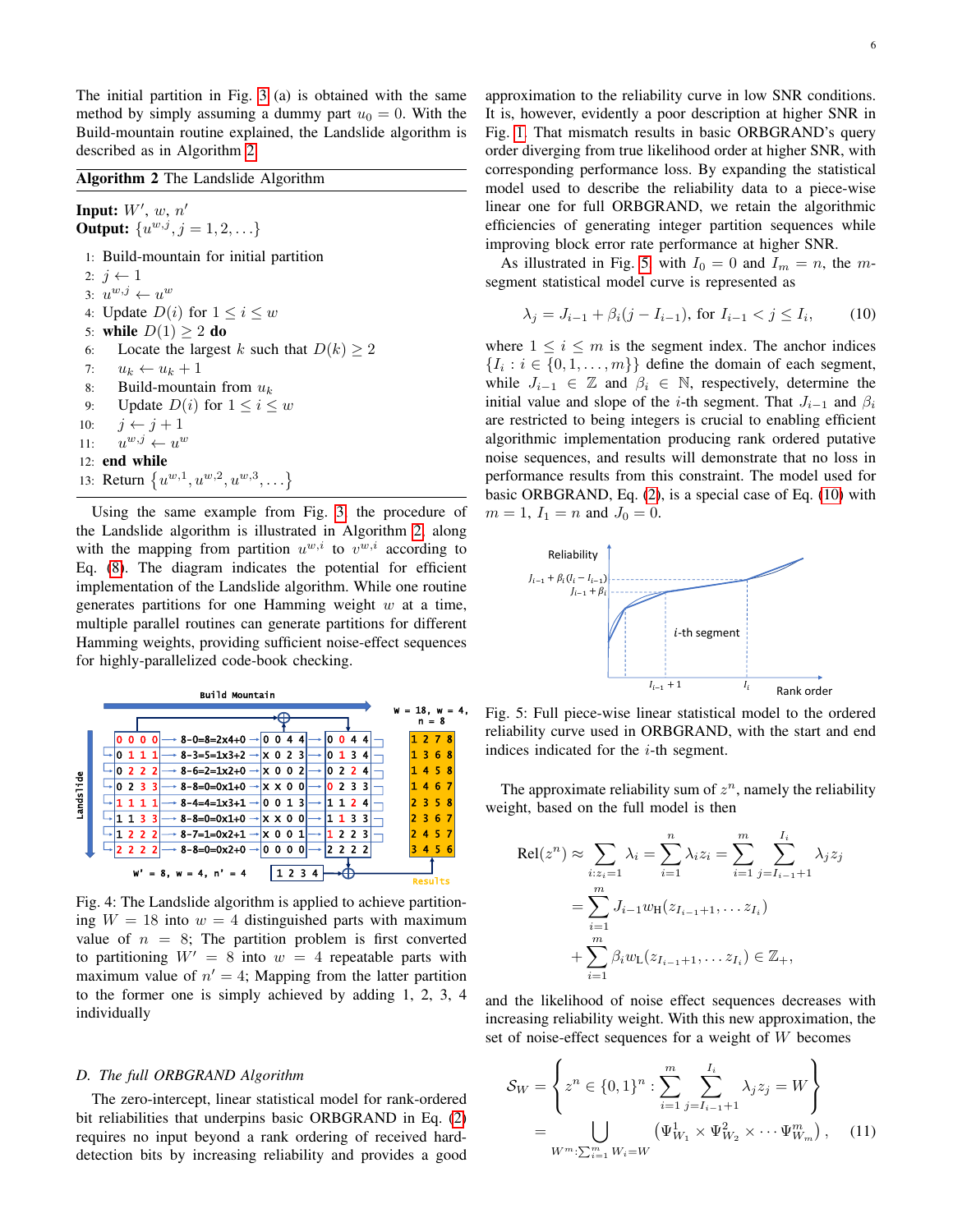The initial partition in Fig. 3 (a) is obtained with the same method by simply assuming a dummy part $u_0 = 0$. With the Build-mountain routine explained, the Landslide algorithm is described as in Algorithm 2.

**Algorithm 2** The Landslide Algorithm

**Input:** $W'$, $w$, $n'$
**Output:** $\{u^{w,j}, j = 1, 2, \ldots\}$

1: Build-mountain for initial partition
2: $j \leftarrow 1$
3: $u^{w,j} \leftarrow u^w$
4: Update $D(i)$ for $1 \le i \le w$
5: **while** $D(1) \ge 2$ **do**
6: Locate the largest $k$ such that $D(k) \ge 2$
7: $u_k \leftarrow u_k + 1$
8: Build-mountain from $u_k$
9: Update $D(i)$ for $1 \le i \le w$
10: $j \leftarrow j + 1$
11: $u^{w,j} \leftarrow u^w$
12: **end while**
13: Return $\{u^{w,1}, u^{w,2}, u^{w,3}, \ldots\}$

Using the same example from Fig. 3, the procedure of the Landslide algorithm is illustrated in Algorithm 2, along with the mapping from partition $u^{w,i}$ to $v^{w,i}$ according to Eq. (8). The diagram indicates the potential for efficient implementation of the Landslide algorithm. While one routine generates partitions for one Hamming weight $w$ at a time, multiple parallel routines can generate partitions for different Hamming weights, providing sufficient noise-effect sequences for highly-parallelized code-book checking.

Fig. 4: The Landslide algorithm is applied to achieve partitioning $W = 18$ into $w = 4$ distinguished parts with maximum value of $n = 8$; The partition problem is first converted to partitioning $W' = 8$ into $w = 4$ repeatable parts with maximum value of $n' = 4$; Mapping from the latter partition to the former one is simply achieved by adding 1, 2, 3, 4 individually

### D. The full ORBGRAND Algorithm

The zero-intercept, linear statistical model for rank-ordered bit reliabilities that underpins basic ORBGRAND in Eq. (2) requires no input beyond a rank ordering of received hard-detection bits by increasing reliability and provides a good approximation to the reliability curve in low SNR conditions. It is, however, evidently a poor description at higher SNR in Fig. 1. That mismatch results in basic ORBGRAND's query order diverging from true likelihood order at higher SNR, with corresponding performance loss. By expanding the statistical model used to describe the reliability data to a piece-wise linear one for full ORBGRAND, we retain the algorithmic efficiencies of generating integer partition sequences while improving block error rate performance at higher SNR.

As illustrated in Fig. 5, with $I_0 = 0$ and $I_m = n$, the $m$-segment statistical model curve is represented as

$$\lambda_j = J_{i-1} + \beta_i (j - I_{i-1}), \text{ for } I_{i-1} < j \le I_i, \tag{10}$$

where $1 \le i \le m$ is the segment index. The anchor indices $\{I_i : i \in \{0, 1, \ldots, m\}\}$ define the domain of each segment, while $J_{i-1} \in \mathbb{Z}$ and $\beta_i \in \mathbb{N}$, respectively, determine the initial value and slope of the $i$-th segment. That $J_{i-1}$ and $\beta_i$ are restricted to being integers is crucial to enabling efficient algorithmic implementation producing rank ordered putative noise sequences, and results will demonstrate that no loss in performance results from this constraint. The model used for basic ORBGRAND, Eq. (2), is a special case of Eq. (10) with $m = 1$, $I_1 = n$ and $J_0 = 0$.

Fig. 5: Full piece-wise linear statistical model to the ordered reliability curve used in ORBGRAND, with the start and end indices indicated for the $i$-th segment.

The approximate reliability sum of $z^n$, namely the reliability weight, based on the full model is then

$$\begin{aligned}
\text{Rel}(z^n) &\approx \sum_{i: z_i = 1} \lambda_i = \sum_{i=1}^{n} \lambda_i z_i = \sum_{i=1}^{m} \sum_{j=I_{i-1}+1}^{I_i} \lambda_j z_j \\
&= \sum_{i=1}^{m} J_{i-1} w_{\text{H}}(z_{I_{i-1}+1}, \ldots z_{I_i}) \\
&+ \sum_{i=1}^{m} \beta_i w_{\text{L}}(z_{I_{i-1}+1}, \ldots z_{I_i}) \in \mathbb{Z}_+,
\end{aligned}$$

and the likelihood of noise effect sequences decreases with increasing reliability weight. With this new approximation, the set of noise-effect sequences for a weight of $W$ becomes

$$\begin{aligned}
\mathcal{S}_W &= \left\{ z^n \in \{0,1\}^n : \sum_{i=1}^{m} \sum_{j=I_{i-1}+1}^{I_i} \lambda_j z_j = W \right\} \\
&= \bigcup_{W^m : \sum_{i=1}^{m} W_i = W} \left( \Psi^1_{W_1} \times \Psi^2_{W_2} \times \cdots \Psi^m_{W_m} \right), \tag{11}
\end{aligned}$$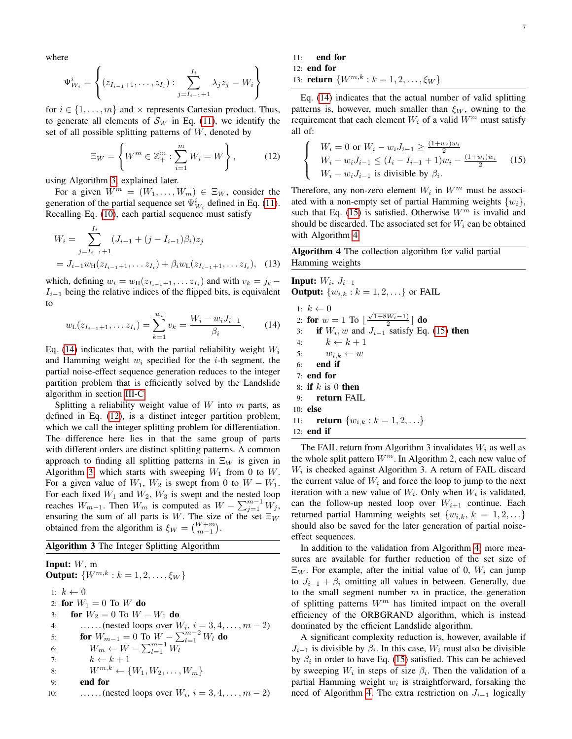where

$$\Psi^i_{W_i} = \left\{ (z_{I_{i-1}+1}, \ldots, z_{I_i}) : \sum_{j=I_{i-1}+1}^{I_i} \lambda_j z_j = W_i \right\}$$

for $i \in \{1, \ldots, m\}$ and $\times$ represents Cartesian product. Thus, to generate all elements of $\mathcal{S}_W$ in Eq. (11), we identify the set of all possible splitting patterns of $W$, denoted by

$$\Xi_W = \left\{ W^m \in \mathbb{Z}^m_+ : \sum_{i=1}^{m} W_i = W \right\}, \tag{12}$$

using Algorithm 3 explained later.

For a given $W^m = (W_1, \ldots, W_m) \in \Xi_W$, consider the generation of the partial sequence set $\Psi^i_{W_i}$ defined in Eq. (11). Recalling Eq. (10), each partial sequence must satisfy

$$\begin{aligned} W_i &= \sum_{j=I_{i-1}+1}^{I_i} (J_{i-1} + (j - I_{i-1})\beta_i) z_j \\ &= J_{i-1} w_{\mathrm{H}}(z_{I_{i-1}+1}, \ldots z_{I_i}) + \beta_i w_{\mathrm{L}}(z_{I_{i-1}+1}, \ldots z_{I_i}), \end{aligned} \tag{13}$$

which, defining $w_i = w_{\mathrm{H}}(z_{I_{i-1}+1}, \ldots z_{I_i})$ and with $v_k = j_k - I_{i-1}$ being the relative indices of the flipped bits, is equivalent to

$$w_{\mathrm{L}}(z_{I_{i-1}+1}, \ldots z_{I_i}) = \sum_{k=1}^{w_i} v_k = \frac{W_i - w_i J_{i-1}}{\beta_i}. \tag{14}$$

Eq. (14) indicates that, with the partial reliability weight $W_i$ and Hamming weight $w_i$ specified for the $i$-th segment, the partial noise-effect sequence generation reduces to the integer partition problem that is efficiently solved by the Landslide algorithm in section III-C.

Splitting a reliability weight value of $W$ into $m$ parts, as defined in Eq. (12), is a distinct integer partition problem, which we call the integer splitting problem for differentiation. The difference here lies in that the same group of parts with different orders are distinct splitting patterns. A common approach to finding all splitting patterns in $\Xi_W$ is given in Algorithm 3, which starts with sweeping $W_1$ from 0 to $W$. For a given value of $W_1$, $W_2$ is swept from 0 to $W - W_1$. For each fixed $W_1$ and $W_2$, $W_3$ is swept and the nested loop reaches $W_{m-1}$. Then $W_m$ is computed as $W - \sum_{j=1}^{m-1} W_j$, ensuring the sum of all parts is $W$. The size of the set $\Xi_W$ obtained from the algorithm is $\xi_W = \binom{W+m}{m-1}$.

**Algorithm 3** The Integer Splitting Algorithm

**Input:** $W$, m
**Output:** $\{W^{m,k} : k = 1, 2, \ldots, \xi_W\}$

```
1:  k ← 0
2:  for W_1 = 0 To W do
3:      for W_2 = 0 To W − W_1 do
4:          ......(nested loops over W_i, i = 3, 4, ..., m − 2)
5:          for W_{m−1} = 0 To W − Σ_{l=1}^{m−2} W_l do
6:              W_m ← W − Σ_{l=1}^{m−1} W_l
7:              k ← k + 1
8:              W^{m,k} ← {W_1, W_2, ..., W_m}
9:          end for
10:         ......(nested loops over W_i, i = 3, 4, ..., m − 2)
11:     end for
12: end for
13: return {W^{m,k} : k = 1, 2, ..., ξ_W}
```

Eq. (14) indicates that the actual number of valid splitting patterns is, however, much smaller than $\xi_W$, owning to the requirement that each element $W_i$ of a valid $W^m$ must satisfy all of:

$$\begin{cases} W_i = 0 \text{ or } W_i - w_i J_{i-1} \geq \frac{(1+w_i)w_i}{2} \\ W_i - w_i J_{i-1} \leq (I_i - I_{i-1} + 1)w_i - \frac{(1+w_i)w_i}{2} \\ W_i - w_i J_{i-1} \text{ is divisible by } \beta_i. \end{cases} \tag{15}$$

Therefore, any non-zero element $W_i$ in $W^m$ must be associated with a non-empty set of partial Hamming weights $\{w_i\}$, such that Eq. (15) is satisfied. Otherwise $W^m$ is invalid and should be discarded. The associated set for $W_i$ can be obtained with Algorithm 4.

**Algorithm 4** The collection algorithm for valid partial Hamming weights

**Input:** $W_i$, $J_{i-1}$
**Output:** $\{w_{i,k} : k = 1, 2, \ldots\}$ or FAIL

```
1:  k ← 0
2:  for w = 1 To ⌊(√(1+8W_i) − 1)/2⌋ do
3:      if W_i, w and J_{i−1} satisfy Eq. (15) then
4:          k ← k + 1
5:          w_{i,k} ← w
6:      end if
7:  end for
8:  if k is 0 then
9:      return FAIL
10: else
11:     return {w_{i,k} : k = 1, 2, ...}
12: end if
```

The FAIL return from Algorithm 3 invalidates $W_i$ as well as the whole split pattern $W^m$. In Algorithm 2, each new value of $W_i$ is checked against Algorithm 3. A return of FAIL discard the current value of $W_i$ and force the loop to jump to the next iteration with a new value of $W_i$. Only when $W_i$ is validated, can the follow-up nested loop over $W_{i+1}$ continue. Each returned partial Hamming weights set $\{w_{i,k}, k = 1, 2, \ldots\}$ should also be saved for the later generation of partial noise-effect sequences.

In addition to the validation from Algorithm 4, more measures are available for further reduction of the set size of $\Xi_W$. For example, after the initial value of 0, $W_i$ can jump to $J_{i-1} + \beta_i$ omitting all values in between. Generally, due to the small segment number $m$ in practice, the generation of splitting patterns $W^m$ has limited impact on the overall efficiency of the ORBGRAND algorithm, which is instead dominated by the efficient Landslide algorithm.

A significant complexity reduction is, however, available if $J_{i-1}$ is divisible by $\beta_i$. In this case, $W_i$ must also be divisible by $\beta_i$ in order to have Eq. (15) satisfied. This can be achieved by sweeping $W_i$ in steps of size $\beta_i$. Then the validation of a partial Hamming weight $w_i$ is straightforward, forsaking the need of Algorithm 4. The extra restriction on $J_{i-1}$ logically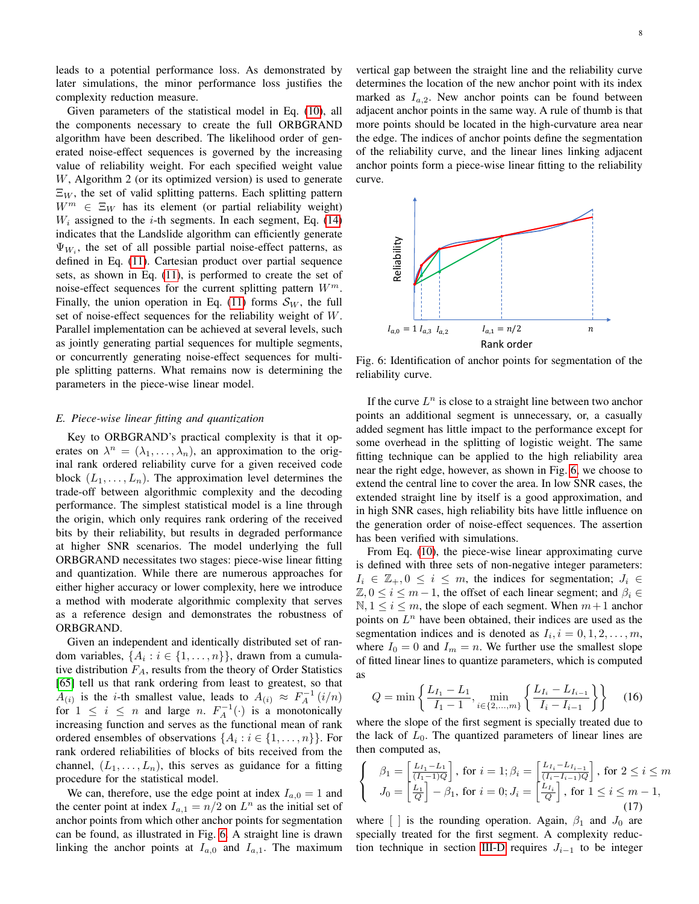leads to a potential performance loss. As demonstrated by later simulations, the minor performance loss justifies the complexity reduction measure.

Given parameters of the statistical model in Eq. (10), all the components necessary to create the full ORBGRAND algorithm have been described. The likelihood order of generated noise-effect sequences is governed by the increasing value of reliability weight. For each specified weight value $W$, Algorithm 2 (or its optimized version) is used to generate $\Xi_W$, the set of valid splitting patterns. Each splitting pattern $W^m \in \Xi_W$ has its element (or partial reliability weight) $W_i$ assigned to the $i$-th segments. In each segment, Eq. (14) indicates that the Landslide algorithm can efficiently generate $\Psi_{W_i}$, the set of all possible partial noise-effect patterns, as defined in Eq. (11). Cartesian product over partial sequence sets, as shown in Eq. (11), is performed to create the set of noise-effect sequences for the current splitting pattern $W^m$. Finally, the union operation in Eq. (11) forms $\mathcal{S}_W$, the full set of noise-effect sequences for the reliability weight of $W$. Parallel implementation can be achieved at several levels, such as jointly generating partial sequences for multiple segments, or concurrently generating noise-effect sequences for multiple splitting patterns. What remains now is determining the parameters in the piece-wise linear model.

### E. Piece-wise linear fitting and quantization

Key to ORBGRAND's practical complexity is that it operates on $\lambda^n = (\lambda_1, \ldots, \lambda_n)$, an approximation to the original rank ordered reliability curve for a given received code block $(L_1, \ldots, L_n)$. The approximation level determines the trade-off between algorithmic complexity and the decoding performance. The simplest statistical model is a line through the origin, which only requires rank ordering of the received bits by their reliability, but results in degraded performance at higher SNR scenarios. The model underlying the full ORBGRAND necessitates two stages: piece-wise linear fitting and quantization. While there are numerous approaches for either higher accuracy or lower complexity, here we introduce a method with moderate algorithmic complexity that serves as a reference design and demonstrates the robustness of ORBGRAND.

Given an independent and identically distributed set of random variables, $\{A_i : i \in \{1, \ldots, n\}\}$, drawn from a cumulative distribution $F_A$, results from the theory of Order Statistics [65] tell us that rank ordering from least to greatest, so that $A_{(i)}$ is the $i$-th smallest value, leads to $A_{(i)} \approx F_A^{-1}(i/n)$ for $1 \leq i \leq n$ and large $n$. $F_A^{-1}(\cdot)$ is a monotonically increasing function and serves as the functional mean of rank ordered ensembles of observations $\{A_i : i \in \{1, \ldots, n\}\}$. For rank ordered reliabilities of blocks of bits received from the channel, $(L_1, \ldots, L_n)$, this serves as guidance for a fitting procedure for the statistical model.

We can, therefore, use the edge point at index $I_{a,0} = 1$ and the center point at index $I_{a,1} = n/2$ on $L^n$ as the initial set of anchor points from which other anchor points for segmentation can be found, as illustrated in Fig. 6. A straight line is drawn linking the anchor points at $I_{a,0}$ and $I_{a,1}$. The maximum vertical gap between the straight line and the reliability curve determines the location of the new anchor point with its index marked as $I_{a,2}$. New anchor points can be found between adjacent anchor points in the same way. A rule of thumb is that more points should be located in the high-curvature area near the edge. The indices of anchor points define the segmentation of the reliability curve, and the linear lines linking adjacent anchor points form a piece-wise linear fitting to the reliability curve.

Fig. 6: Identification of anchor points for segmentation of the reliability curve.

If the curve $L^n$ is close to a straight line between two anchor points an additional segment is unnecessary, or, a casually added segment has little impact to the performance except for some overhead in the splitting of logistic weight. The same fitting technique can be applied to the high reliability area near the right edge, however, as shown in Fig. 6, we choose to extend the central line to cover the area. In low SNR cases, the extended straight line by itself is a good approximation, and in high SNR cases, high reliability bits have little influence on the generation order of noise-effect sequences. The assertion has been verified with simulations.

From Eq. (10), the piece-wise linear approximating curve is defined with three sets of non-negative integer parameters: $I_i \in \mathbb{Z}_+, 0 \leq i \leq m$, the indices for segmentation; $J_i \in \mathbb{Z}, 0 \leq i \leq m-1$, the offset of each linear segment; and $\beta_i \in \mathbb{N}, 1 \leq i \leq m$, the slope of each segment. When $m+1$ anchor points on $L^n$ have been obtained, their indices are used as the segmentation indices and is denoted as $I_i, i = 0, 1, 2, \ldots, m$, where $I_0 = 0$ and $I_m = n$. We further use the smallest slope of fitted linear lines to quantize parameters, which is computed as

$$Q = \min\left\{ \frac{L_{I_1} - L_1}{I_1 - 1}, \min_{i \in \{2,\ldots,m\}} \left\{ \frac{L_{I_i} - L_{I_{i-1}}}{I_i - I_{i-1}} \right\} \right\} \tag{16}$$

where the slope of the first segment is specially treated due to the lack of $L_0$. The quantized parameters of linear lines are then computed as,

$$\begin{cases} \beta_1 = \left[\frac{L_{I_1} - L_1}{(I_1 - 1)Q}\right], \text{ for } i = 1; \beta_i = \left[\frac{L_{I_i} - L_{I_{i-1}}}{(I_i - I_{i-1})Q}\right], \text{ for } 2 \leq i \leq m \\ J_0 = \left[\frac{L_1}{Q}\right] - \beta_1, \text{ for } i = 0; J_i = \left[\frac{L_{I_i}}{Q}\right], \text{ for } 1 \leq i \leq m-1, \end{cases} \tag{17}$$

where $[\ ]$ is the rounding operation. Again, $\beta_1$ and $J_0$ are specially treated for the first segment. A complexity reduction technique in section III-D requires $J_{i-1}$ to be integer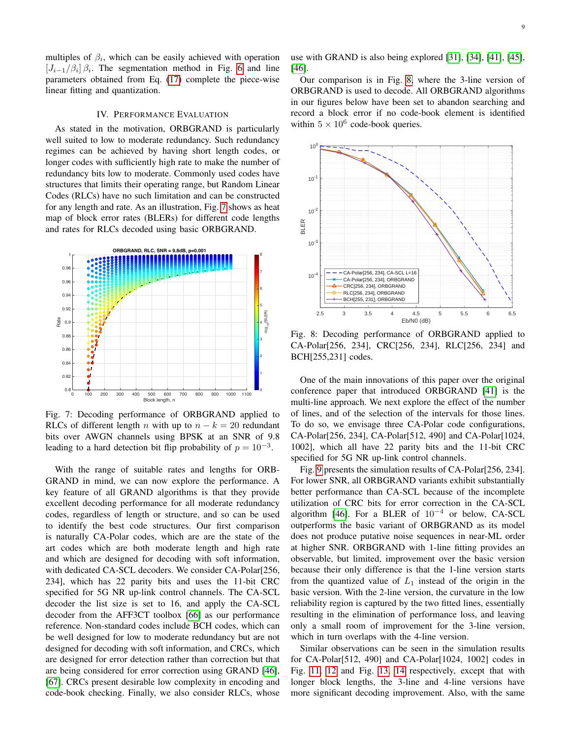multiples of $\beta_i$, which can be easily achieved with operation $\lceil J_{i-1}/\beta_i \rceil \beta_i$. The segmentation method in Fig. 6 and line parameters obtained from Eq. (17) complete the piece-wise linear fitting and quantization.

## IV. Performance Evaluation

As stated in the motivation, ORBGRAND is particularly well suited to low to moderate redundancy. Such redundancy regimes can be achieved by having short length codes, or longer codes with sufficiently high rate to make the number of redundancy bits low to moderate. Commonly used codes have structures that limits their operating range, but Random Linear Codes (RLCs) have no such limitation and can be constructed for any length and rate. As an illustration, Fig. 7 shows as heat map of block error rates (BLERs) for different code lengths and rates for RLCs decoded using basic ORBGRAND.

Fig. 7: Decoding performance of ORBGRAND applied to RLCs of different length $n$ with up to $n-k=20$ redundant bits over AWGN channels using BPSK at an SNR of 9.8 leading to a hard detection bit flip probability of $p=10^{-3}$.

With the range of suitable rates and lengths for ORBGRAND in mind, we can now explore the performance. A key feature of all GRAND algorithms is that they provide excellent decoding performance for all moderate redundancy codes, regardless of length or structure, and so can be used to identify the best code structures. Our first comparison is naturally CA-Polar codes, which are are the state of the art codes which are both moderate length and high rate and which are designed for decoding with soft information, with dedicated CA-SCL decoders. We consider CA-Polar[256, 234], which has 22 parity bits and uses the 11-bit CRC specified for 5G NR up-link control channels. The CA-SCL decoder the list size is set to 16, and apply the CA-SCL decoder from the AFF3CT toolbox [66] as our performance reference. Non-standard codes include BCH codes, which can be well designed for low to moderate redundancy but are not designed for decoding with soft information, and CRCs, which are designed for error detection rather than correction but that are being considered for error correction using GRAND [46], [67]. CRCs present desirable low complexity in encoding and code-book checking. Finally, we also consider RLCs, whose use with GRAND is also being explored [31], [34], [41], [45], [46].

Our comparison is in Fig. 8, where the 3-line version of ORBGRAND is used to decode. All ORBGRAND algorithms in our figures below have been set to abandon searching and record a block error if no code-book element is identified within $5 \times 10^6$ code-book queries.

Fig. 8: Decoding performance of ORBGRAND applied to CA-Polar[256, 234], CRC[256, 234], RLC[256, 234] and BCH[255,231] codes.

One of the main innovations of this paper over the original conference paper that introduced ORBGRAND [41] is the multi-line approach. We next explore the effect of the number of lines, and of the selection of the intervals for those lines. To do so, we envisage three CA-Polar code configurations, CA-Polar[256, 234], CA-Polar[512, 490] and CA-Polar[1024, 1002], which all have 22 parity bits and the 11-bit CRC specified for 5G NR up-link control channels.

Fig. 9 presents the simulation results of CA-Polar[256, 234]. For lower SNR, all ORBGRAND variants exhibit substantially better performance than CA-SCL because of the incomplete utilization of CRC bits for error correction in the CA-SCL algorithm [46]. For a BLER of $10^{-4}$ or below, CA-SCL outperforms the basic variant of ORBGRAND as its model does not produce putative noise sequences in near-ML order at higher SNR. ORBGRAND with 1-line fitting provides an observable, but limited, improvement over the basic version because their only difference is that the 1-line version starts from the quantized value of $L_1$ instead of the origin in the basic version. With the 2-line version, the curvature in the low reliability region is captured by the two fitted lines, essentially resulting in the elimination of performance loss, and leaving only a small room of improvement for the 3-line version, which in turn overlaps with the 4-line version.

Similar observations can be seen in the simulation results for CA-Polar[512, 490] and CA-Polar[1024, 1002] codes in Fig. 11, 12 and Fig. 13, 14 respectively, except that with longer block lengths, the 3-line and 4-line versions have more significant decoding improvement. Also, with the same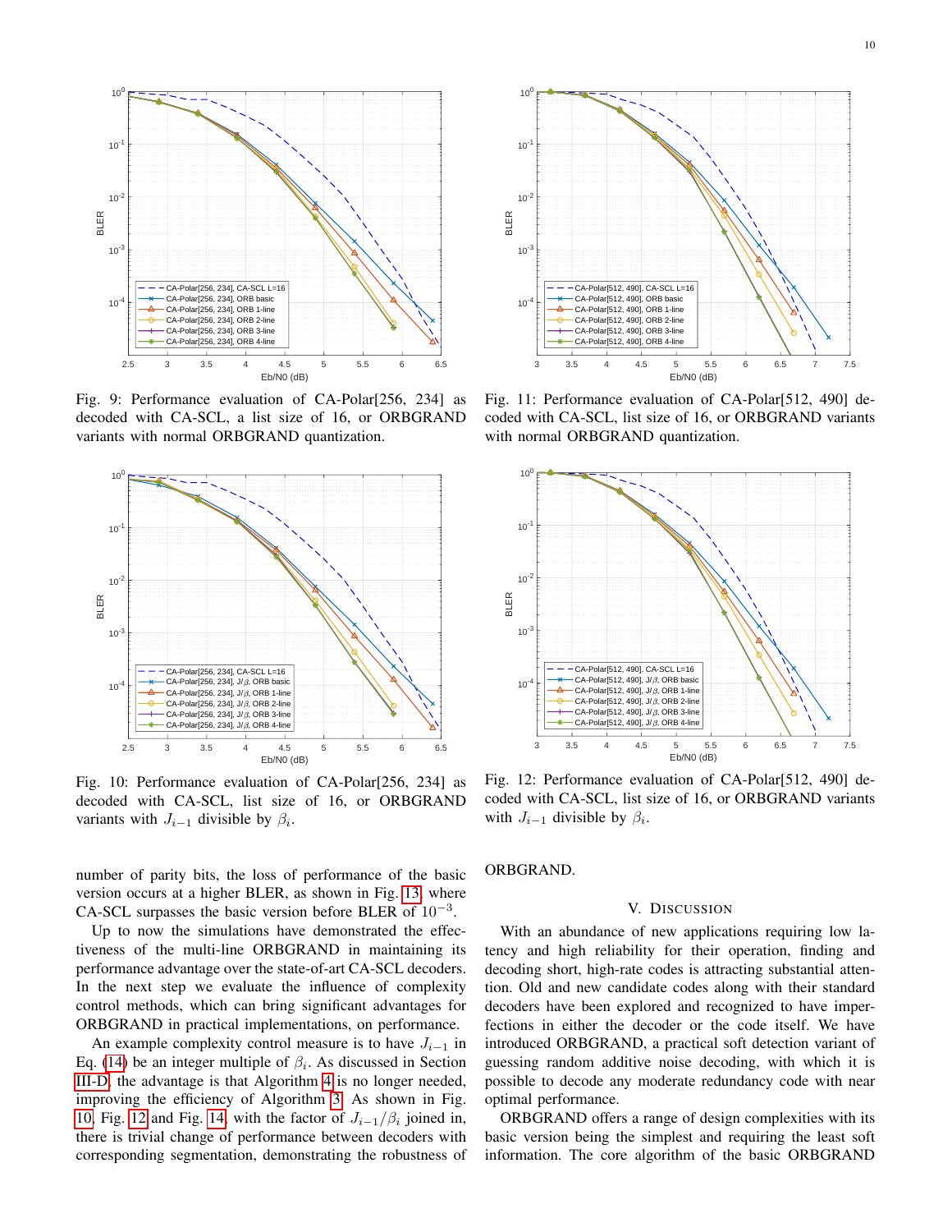Fig. 9: Performance evaluation of CA-Polar[256, 234] as decoded with CA-SCL, a list size of 16, or ORBGRAND variants with normal ORBGRAND quantization.

Fig. 11: Performance evaluation of CA-Polar[512, 490] decoded with CA-SCL, list size of 16, or ORBGRAND variants with normal ORBGRAND quantization.

Fig. 10: Performance evaluation of CA-Polar[256, 234] as decoded with CA-SCL, list size of 16, or ORBGRAND variants with $J_{i-1}$ divisible by $\beta_i$.

Fig. 12: Performance evaluation of CA-Polar[512, 490] decoded with CA-SCL, list size of 16, or ORBGRAND variants with $J_{i-1}$ divisible by $\beta_i$.

number of parity bits, the loss of performance of the basic version occurs at a higher BLER, as shown in Fig. 13, where CA-SCL surpasses the basic version before BLER of $10^{-3}$.

Up to now the simulations have demonstrated the effectiveness of the multi-line ORBGRAND in maintaining its performance advantage over the state-of-art CA-SCL decoders. In the next step we evaluate the influence of complexity control methods, which can bring significant advantages for ORBGRAND in practical implementations, on performance.

An example complexity control measure is to have $J_{i-1}$ in Eq. (14) be an integer multiple of $\beta_i$. As discussed in Section III-D, the advantage is that Algorithm 4 is no longer needed, improving the efficiency of Algorithm 3. As shown in Fig. 10, Fig. 12 and Fig. 14, with the factor of $J_{i-1}/\beta_i$ joined in, there is trivial change of performance between decoders with corresponding segmentation, demonstrating the robustness of ORBGRAND.

## V. Discussion

With an abundance of new applications requiring low latency and high reliability for their operation, finding and decoding short, high-rate codes is attracting substantial attention. Old and new candidate codes along with their standard decoders have been explored and recognized to have imperfections in either the decoder or the code itself. We have introduced ORBGRAND, a practical soft detection variant of guessing random additive noise decoding, with which it is possible to decode any moderate redundancy code with near optimal performance.

ORBGRAND offers a range of design complexities with its basic version being the simplest and requiring the least soft information. The core algorithm of the basic ORBGRAND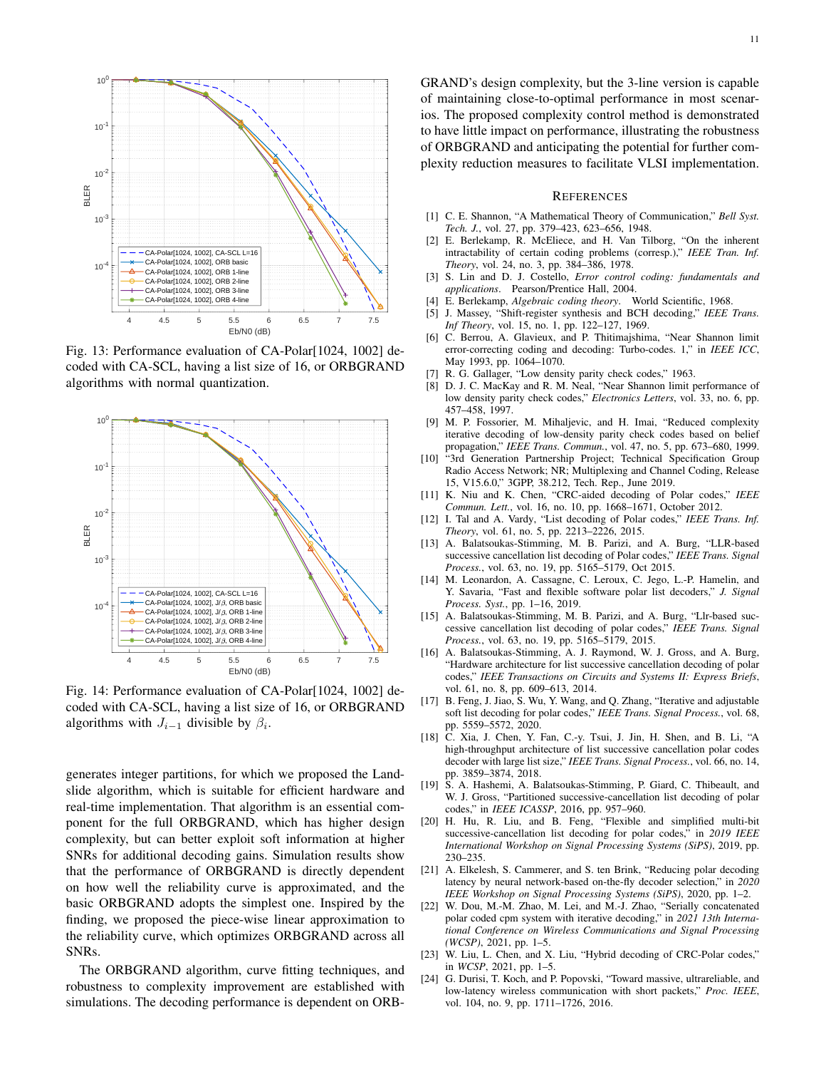Fig. 13: Performance evaluation of CA-Polar[1024, 1002] decoded with CA-SCL, having a list size of 16, or ORBGRAND algorithms with normal quantization.

Fig. 14: Performance evaluation of CA-Polar[1024, 1002] decoded with CA-SCL, having a list size of 16, or ORBGRAND algorithms with $J_{i-1}$ divisible by $\beta_i$.

generates integer partitions, for which we proposed the Landslide algorithm, which is suitable for efficient hardware and real-time implementation. That algorithm is an essential component for the full ORBGRAND, which has higher design complexity, but can better exploit soft information at higher SNRs for additional decoding gains. Simulation results show that the performance of ORBGRAND is directly dependent on how well the reliability curve is approximated, and the basic ORBGRAND adopts the simplest one. Inspired by the finding, we proposed the piece-wise linear approximation to the reliability curve, which optimizes ORBGRAND across all SNRs.

The ORBGRAND algorithm, curve fitting techniques, and robustness to complexity improvement are established with simulations. The decoding performance is dependent on ORBGRAND's design complexity, but the 3-line version is capable of maintaining close-to-optimal performance in most scenarios. The proposed complexity control method is demonstrated to have little impact on performance, illustrating the robustness of ORBGRAND and anticipating the potential for further complexity reduction measures to facilitate VLSI implementation.

## References

[1] C. E. Shannon, "A Mathematical Theory of Communication," *Bell Syst. Tech. J.*, vol. 27, pp. 379–423, 623–656, 1948.

[2] E. Berlekamp, R. McEliece, and H. Van Tilborg, "On the inherent intractability of certain coding problems (corresp.)," *IEEE Tran. Inf. Theory*, vol. 24, no. 3, pp. 384–386, 1978.

[3] S. Lin and D. J. Costello, *Error control coding: fundamentals and applications*. Pearson/Prentice Hall, 2004.

[4] E. Berlekamp, *Algebraic coding theory*. World Scientific, 1968.

[5] J. Massey, "Shift-register synthesis and BCH decoding," *IEEE Trans. Inf Theory*, vol. 15, no. 1, pp. 122–127, 1969.

[6] C. Berrou, A. Glavieux, and P. Thitimajshima, "Near Shannon limit error-correcting coding and decoding: Turbo-codes. 1," in *IEEE ICC*, May 1993, pp. 1064–1070.

[7] R. G. Gallager, "Low density parity check codes," 1963.

[8] D. J. C. MacKay and R. M. Neal, "Near Shannon limit performance of low density parity check codes," *Electronics Letters*, vol. 33, no. 6, pp. 457–458, 1997.

[9] M. P. Fossorier, M. Mihaljevic, and H. Imai, "Reduced complexity iterative decoding of low-density parity check codes based on belief propagation," *IEEE Trans. Commun.*, vol. 47, no. 5, pp. 673–680, 1999.

[10] "3rd Generation Partnership Project; Technical Specification Group Radio Access Network; NR; Multiplexing and Channel Coding, Release 15, V15.6.0," 3GPP, 38.212, Tech. Rep., June 2019.

[11] K. Niu and K. Chen, "CRC-aided decoding of Polar codes," *IEEE Commun. Lett.*, vol. 16, no. 10, pp. 1668–1671, October 2012.

[12] I. Tal and A. Vardy, "List decoding of Polar codes," *IEEE Trans. Inf. Theory*, vol. 61, no. 5, pp. 2213–2226, 2015.

[13] A. Balatsoukas-Stimming, M. B. Parizi, and A. Burg, "LLR-based successive cancellation list decoding of Polar codes," *IEEE Trans. Signal Process.*, vol. 63, no. 19, pp. 5165–5179, Oct 2015.

[14] M. Leonardon, A. Cassagne, C. Leroux, C. Jego, L.-P. Hamelin, and Y. Savaria, "Fast and flexible software polar list decoders," *J. Signal Process. Syst.*, pp. 1–16, 2019.

[15] A. Balatsoukas-Stimming, M. B. Parizi, and A. Burg, "Llr-based successive cancellation list decoding of polar codes," *IEEE Trans. Signal Process.*, vol. 63, no. 19, pp. 5165–5179, 2015.

[16] A. Balatsoukas-Stimming, A. J. Raymond, W. J. Gross, and A. Burg, "Hardware architecture for list successive cancellation decoding of polar codes," *IEEE Transactions on Circuits and Systems II: Express Briefs*, vol. 61, no. 8, pp. 609–613, 2014.

[17] B. Feng, J. Jiao, S. Wu, Y. Wang, and Q. Zhang, "Iterative and adjustable soft list decoding for polar codes," *IEEE Trans. Signal Process.*, vol. 68, pp. 5559–5572, 2020.

[18] C. Xia, J. Chen, Y. Fan, C.-y. Tsui, J. Jin, H. Shen, and B. Li, "A high-throughput architecture of list successive cancellation polar codes decoder with large list size," *IEEE Trans. Signal Process.*, vol. 66, no. 14, pp. 3859–3874, 2018.

[19] S. A. Hashemi, A. Balatsoukas-Stimming, P. Giard, C. Thibeault, and W. J. Gross, "Partitioned successive-cancellation list decoding of polar codes," in *IEEE ICASSP*, 2016, pp. 957–960.

[20] H. Hu, R. Liu, and B. Feng, "Flexible and simplified multi-bit successive-cancellation list decoding for polar codes," in *2019 IEEE International Workshop on Signal Processing Systems (SiPS)*, 2019, pp. 230–235.

[21] A. Elkelesh, S. Cammerer, and S. ten Brink, "Reducing polar decoding latency by neural network-based on-the-fly decoder selection," in *2020 IEEE Workshop on Signal Processing Systems (SiPS)*, 2020, pp. 1–2.

[22] W. Dou, M.-M. Zhao, M. Lei, and M.-J. Zhao, "Serially concatenated polar coded cpm system with iterative decoding," in *2021 13th International Conference on Wireless Communications and Signal Processing (WCSP)*, 2021, pp. 1–5.

[23] W. Liu, L. Chen, and X. Liu, "Hybrid decoding of CRC-Polar codes," in *WCSP*, 2021, pp. 1–5.

[24] G. Durisi, T. Koch, and P. Popovski, "Toward massive, ultrareliable, and low-latency wireless communication with short packets," *Proc. IEEE*, vol. 104, no. 9, pp. 1711–1726, 2016.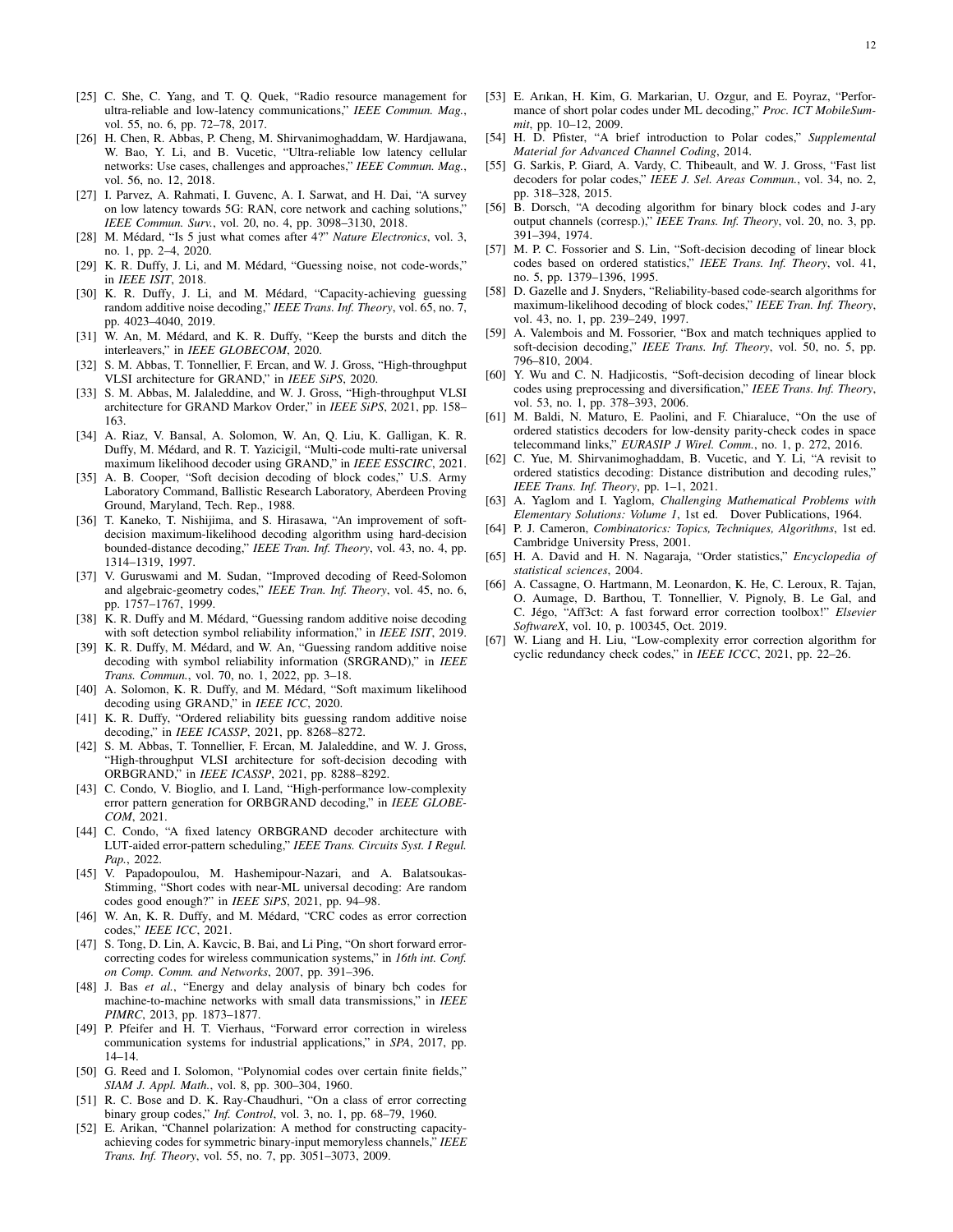[25] C. She, C. Yang, and T. Q. Quek, "Radio resource management for ultra-reliable and low-latency communications," *IEEE Commun. Mag.*, vol. 55, no. 6, pp. 72–78, 2017.

[26] H. Chen, R. Abbas, P. Cheng, M. Shirvanimoghaddam, W. Hardjawana, W. Bao, Y. Li, and B. Vucetic, "Ultra-reliable low latency cellular networks: Use cases, challenges and approaches," *IEEE Commun. Mag.*, vol. 56, no. 12, 2018.

[27] I. Parvez, A. Rahmati, I. Guvenc, A. I. Sarwat, and H. Dai, "A survey on low latency towards 5G: RAN, core network and caching solutions," *IEEE Commun. Surv.*, vol. 20, no. 4, pp. 3098–3130, 2018.

[28] M. Médard, "Is 5 just what comes after 4?" *Nature Electronics*, vol. 3, no. 1, pp. 2–4, 2020.

[29] K. R. Duffy, J. Li, and M. Médard, "Guessing noise, not code-words," in *IEEE ISIT*, 2018.

[30] K. R. Duffy, J. Li, and M. Médard, "Capacity-achieving guessing random additive noise decoding," *IEEE Trans. Inf. Theory*, vol. 65, no. 7, pp. 4023–4040, 2019.

[31] W. An, M. Médard, and K. R. Duffy, "Keep the bursts and ditch the interleavers," in *IEEE GLOBECOM*, 2020.

[32] S. M. Abbas, T. Tonnellier, F. Ercan, and W. J. Gross, "High-throughput VLSI architecture for GRAND," in *IEEE SiPS*, 2020.

[33] S. M. Abbas, M. Jalaleddine, and W. J. Gross, "High-throughput VLSI architecture for GRAND Markov Order," in *IEEE SiPS*, 2021, pp. 158–163.

[34] A. Riaz, V. Bansal, A. Solomon, W. An, Q. Liu, K. Galligan, K. R. Duffy, M. Médard, and R. T. Yazicigil, "Multi-code multi-rate universal maximum likelihood decoder using GRAND," in *IEEE ESSCIRC*, 2021.

[35] A. B. Cooper, "Soft decision decoding of block codes," U.S. Army Laboratory Command, Ballistic Research Laboratory, Aberdeen Proving Ground, Maryland, Tech. Rep., 1988.

[36] T. Kaneko, T. Nishijima, and S. Hirasawa, "An improvement of soft-decision maximum-likelihood decoding algorithm using hard-decision bounded-distance decoding," *IEEE Tran. Inf. Theory*, vol. 43, no. 4, pp. 1314–1319, 1997.

[37] V. Guruswami and M. Sudan, "Improved decoding of Reed-Solomon and algebraic-geometry codes," *IEEE Tran. Inf. Theory*, vol. 45, no. 6, pp. 1757–1767, 1999.

[38] K. R. Duffy and M. Médard, "Guessing random additive noise decoding with soft detection symbol reliability information," in *IEEE ISIT*, 2019.

[39] K. R. Duffy, M. Médard, and W. An, "Guessing random additive noise decoding with symbol reliability information (SRGRAND)," in *IEEE Trans. Commun.*, vol. 70, no. 1, 2022, pp. 3–18.

[40] A. Solomon, K. R. Duffy, and M. Médard, "Soft maximum likelihood decoding using GRAND," in *IEEE ICC*, 2020.

[41] K. R. Duffy, "Ordered reliability bits guessing random additive noise decoding," in *IEEE ICASSP*, 2021, pp. 8268–8272.

[42] S. M. Abbas, T. Tonnellier, F. Ercan, M. Jalaleddine, and W. J. Gross, "High-throughput VLSI architecture for soft-decision decoding with ORBGRAND," in *IEEE ICASSP*, 2021, pp. 8288–8292.

[43] C. Condo, V. Bioglio, and I. Land, "High-performance low-complexity error pattern generation for ORBGRAND decoding," in *IEEE GLOBECOM*, 2021.

[44] C. Condo, "A fixed latency ORBGRAND decoder architecture with LUT-aided error-pattern scheduling," *IEEE Trans. Circuits Syst. I Regul. Pap.*, 2022.

[45] V. Papadopoulou, M. Hashemipour-Nazari, and A. Balatsoukas-Stimming, "Short codes with near-ML universal decoding: Are random codes good enough?" in *IEEE SiPS*, 2021, pp. 94–98.

[46] W. An, K. R. Duffy, and M. Médard, "CRC codes as error correction codes," *IEEE ICC*, 2021.

[47] S. Tong, D. Lin, A. Kavcic, B. Bai, and Li Ping, "On short forward error-correcting codes for wireless communication systems," in *16th int. Conf. on Comp. Comm. and Networks*, 2007, pp. 391–396.

[48] J. Bas *et al.*, "Energy and delay analysis of binary bch codes for machine-to-machine networks with small data transmissions," in *IEEE PIMRC*, 2013, pp. 1873–1877.

[49] P. Pfeifer and H. T. Vierhaus, "Forward error correction in wireless communication systems for industrial applications," in *SPA*, 2017, pp. 14–14.

[50] G. Reed and I. Solomon, "Polynomial codes over certain finite fields," *SIAM J. Appl. Math.*, vol. 8, pp. 300–304, 1960.

[51] R. C. Bose and D. K. Ray-Chaudhuri, "On a class of error correcting binary group codes," *Inf. Control*, vol. 3, no. 1, pp. 68–79, 1960.

[52] E. Arikan, "Channel polarization: A method for constructing capacity-achieving codes for symmetric binary-input memoryless channels," *IEEE Trans. Inf. Theory*, vol. 55, no. 7, pp. 3051–3073, 2009.

[53] E. Arıkan, H. Kim, G. Markarian, U. Ozgur, and E. Poyraz, "Performance of short polar codes under ML decoding," *Proc. ICT MobileSummit*, pp. 10–12, 2009.

[54] H. D. Pfister, "A brief introduction to Polar codes," *Supplemental Material for Advanced Channel Coding*, 2014.

[55] G. Sarkis, P. Giard, A. Vardy, C. Thibeault, and W. J. Gross, "Fast list decoders for polar codes," *IEEE J. Sel. Areas Commun.*, vol. 34, no. 2, pp. 318–328, 2015.

[56] B. Dorsch, "A decoding algorithm for binary block codes and J-ary output channels (corresp.)," *IEEE Trans. Inf. Theory*, vol. 20, no. 3, pp. 391–394, 1974.

[57] M. P. C. Fossorier and S. Lin, "Soft-decision decoding of linear block codes based on ordered statistics," *IEEE Trans. Inf. Theory*, vol. 41, no. 5, pp. 1379–1396, 1995.

[58] D. Gazelle and J. Snyders, "Reliability-based code-search algorithms for maximum-likelihood decoding of block codes," *IEEE Tran. Inf. Theory*, vol. 43, no. 1, pp. 239–249, 1997.

[59] A. Valembois and M. Fossorier, "Box and match techniques applied to soft-decision decoding," *IEEE Trans. Inf. Theory*, vol. 50, no. 5, pp. 796–810, 2004.

[60] Y. Wu and C. N. Hadjicostis, "Soft-decision decoding of linear block codes using preprocessing and diversification," *IEEE Trans. Inf. Theory*, vol. 53, no. 1, pp. 378–393, 2006.

[61] M. Baldi, N. Maturo, E. Paolini, and F. Chiaraluce, "On the use of ordered statistics decoders for low-density parity-check codes in space telecommand links," *EURASIP J Wirel. Comm.*, no. 1, p. 272, 2016.

[62] C. Yue, M. Shirvanimoghaddam, B. Vucetic, and Y. Li, "A revisit to ordered statistics decoding: Distance distribution and decoding rules," *IEEE Trans. Inf. Theory*, pp. 1–1, 2021.

[63] A. Yaglom and I. Yaglom, *Challenging Mathematical Problems with Elementary Solutions: Volume 1*, 1st ed. Dover Publications, 1964.

[64] P. J. Cameron, *Combinatorics: Topics, Techniques, Algorithms*, 1st ed. Cambridge University Press, 2001.

[65] H. A. David and H. N. Nagaraja, "Order statistics," *Encyclopedia of statistical sciences*, 2004.

[66] A. Cassagne, O. Hartmann, M. Leonardon, K. He, C. Leroux, R. Tajan, O. Aumage, D. Barthou, T. Tonnellier, V. Pignoly, B. Le Gal, and C. Jégo, "Aff3ct: A fast forward error correction toolbox!" *Elsevier SoftwareX*, vol. 10, p. 100345, Oct. 2019.

[67] W. Liang and H. Liu, "Low-complexity error correction algorithm for cyclic redundancy check codes," in *IEEE ICCC*, 2021, pp. 22–26.